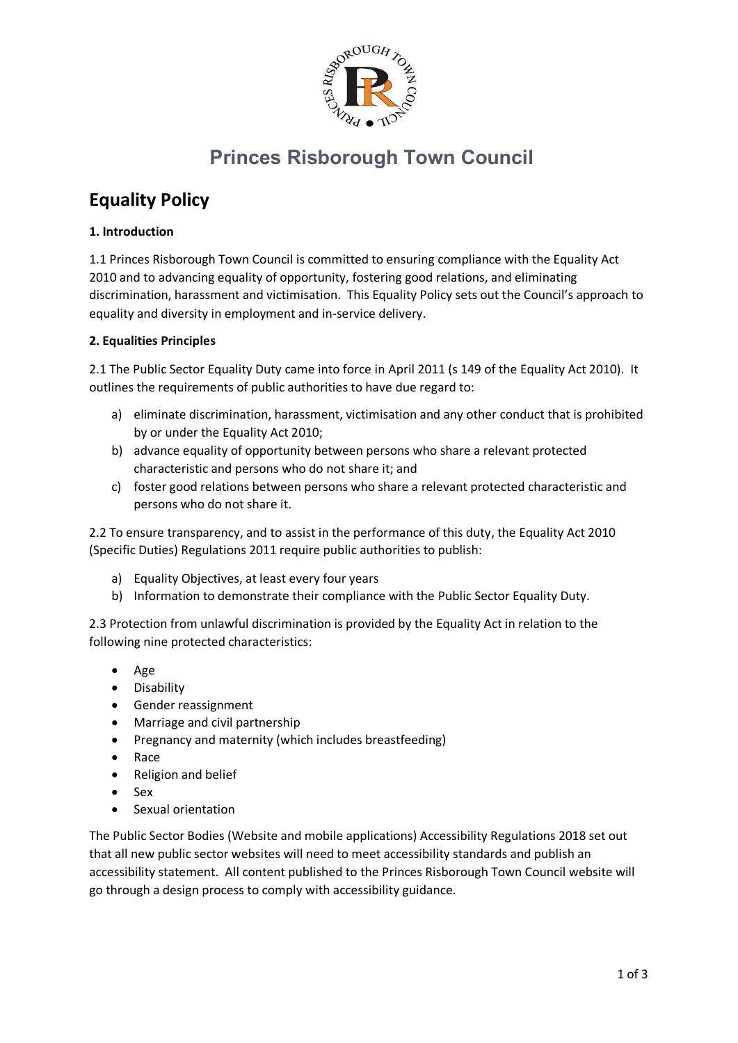# Princes Risborough Town Council

## Equality Policy

**1. Introduction**

1.1 Princes Risborough Town Council is committed to ensuring compliance with the Equality Act 2010 and to advancing equality of opportunity, fostering good relations, and eliminating discrimination, harassment and victimisation. This Equality Policy sets out the Council's approach to equality and diversity in employment and in-service delivery.

**2. Equalities Principles**

2.1 The Public Sector Equality Duty came into force in April 2011 (s 149 of the Equality Act 2010). It outlines the requirements of public authorities to have due regard to:

a) eliminate discrimination, harassment, victimisation and any other conduct that is prohibited by or under the Equality Act 2010;
b) advance equality of opportunity between persons who share a relevant protected characteristic and persons who do not share it; and
c) foster good relations between persons who share a relevant protected characteristic and persons who do not share it.

2.2 To ensure transparency, and to assist in the performance of this duty, the Equality Act 2010 (Specific Duties) Regulations 2011 require public authorities to publish:

a) Equality Objectives, at least every four years
b) Information to demonstrate their compliance with the Public Sector Equality Duty.

2.3 Protection from unlawful discrimination is provided by the Equality Act in relation to the following nine protected characteristics:

- Age
- Disability
- Gender reassignment
- Marriage and civil partnership
- Pregnancy and maternity (which includes breastfeeding)
- Race
- Religion and belief
- Sex
- Sexual orientation

The Public Sector Bodies (Website and mobile applications) Accessibility Regulations 2018 set out that all new public sector websites will need to meet accessibility standards and publish an accessibility statement. All content published to the Princes Risborough Town Council website will go through a design process to comply with accessibility guidance.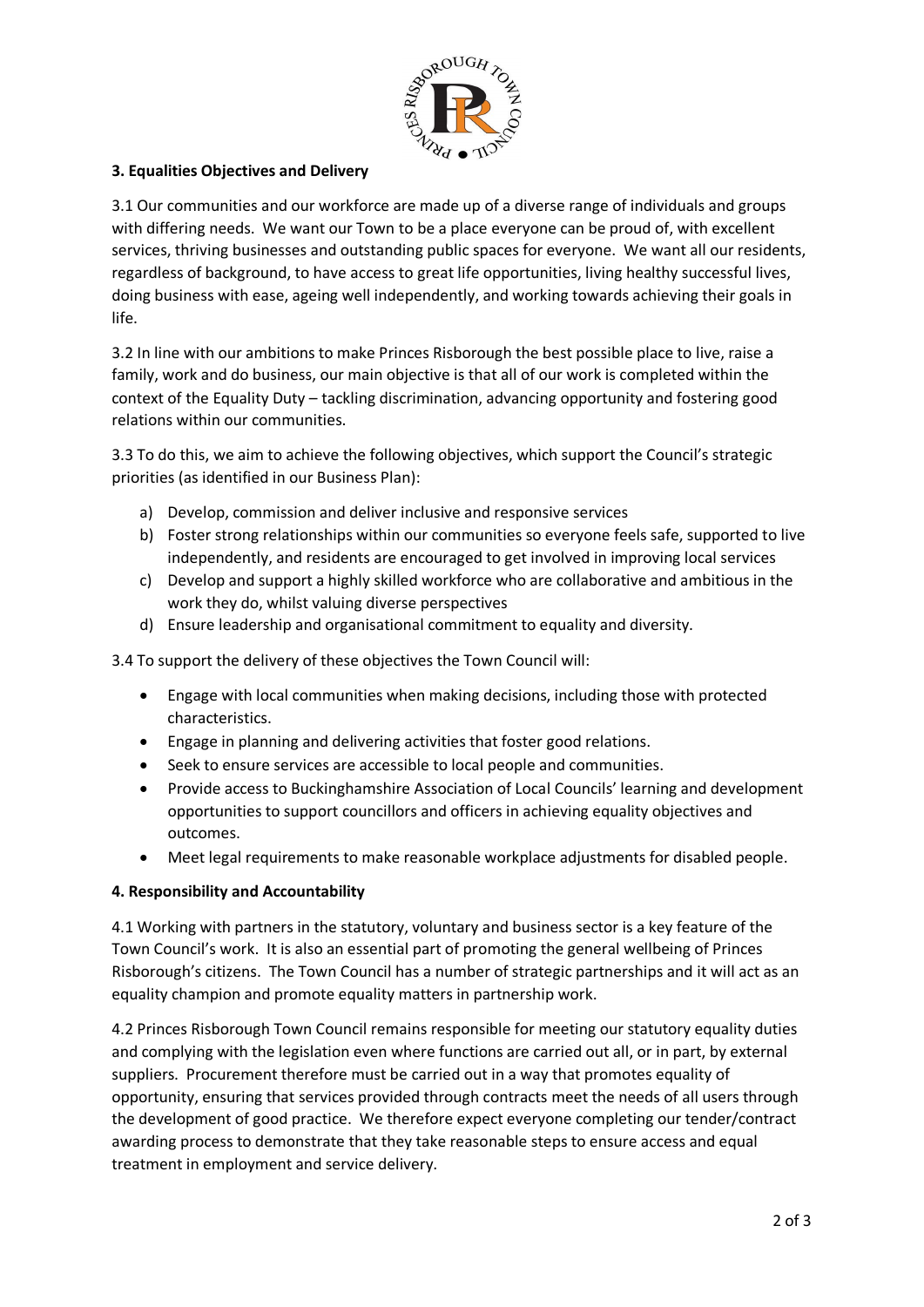**3. Equalities Objectives and Delivery**

3.1 Our communities and our workforce are made up of a diverse range of individuals and groups with differing needs. We want our Town to be a place everyone can be proud of, with excellent services, thriving businesses and outstanding public spaces for everyone. We want all our residents, regardless of background, to have access to great life opportunities, living healthy successful lives, doing business with ease, ageing well independently, and working towards achieving their goals in life.

3.2 In line with our ambitions to make Princes Risborough the best possible place to live, raise a family, work and do business, our main objective is that all of our work is completed within the context of the Equality Duty – tackling discrimination, advancing opportunity and fostering good relations within our communities.

3.3 To do this, we aim to achieve the following objectives, which support the Council's strategic priorities (as identified in our Business Plan):

a) Develop, commission and deliver inclusive and responsive services
b) Foster strong relationships within our communities so everyone feels safe, supported to live independently, and residents are encouraged to get involved in improving local services
c) Develop and support a highly skilled workforce who are collaborative and ambitious in the work they do, whilst valuing diverse perspectives
d) Ensure leadership and organisational commitment to equality and diversity.

3.4 To support the delivery of these objectives the Town Council will:

- Engage with local communities when making decisions, including those with protected characteristics.
- Engage in planning and delivering activities that foster good relations.
- Seek to ensure services are accessible to local people and communities.
- Provide access to Buckinghamshire Association of Local Councils' learning and development opportunities to support councillors and officers in achieving equality objectives and outcomes.
- Meet legal requirements to make reasonable workplace adjustments for disabled people.

**4. Responsibility and Accountability**

4.1 Working with partners in the statutory, voluntary and business sector is a key feature of the Town Council's work. It is also an essential part of promoting the general wellbeing of Princes Risborough's citizens. The Town Council has a number of strategic partnerships and it will act as an equality champion and promote equality matters in partnership work.

4.2 Princes Risborough Town Council remains responsible for meeting our statutory equality duties and complying with the legislation even where functions are carried out all, or in part, by external suppliers. Procurement therefore must be carried out in a way that promotes equality of opportunity, ensuring that services provided through contracts meet the needs of all users through the development of good practice. We therefore expect everyone completing our tender/contract awarding process to demonstrate that they take reasonable steps to ensure access and equal treatment in employment and service delivery.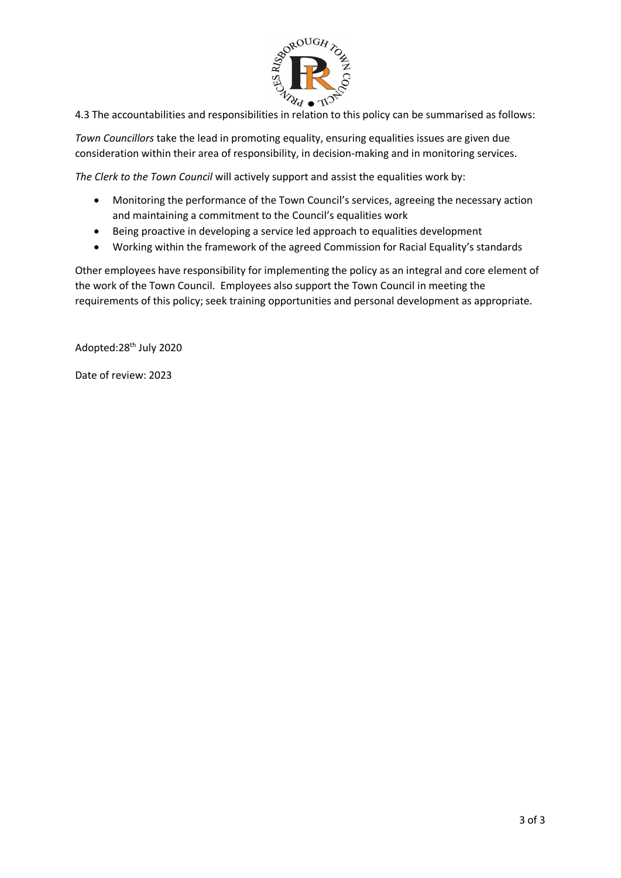4.3 The accountabilities and responsibilities in relation to this policy can be summarised as follows:

*Town Councillors* take the lead in promoting equality, ensuring equalities issues are given due consideration within their area of responsibility, in decision-making and in monitoring services.

*The Clerk to the Town Council* will actively support and assist the equalities work by:

- Monitoring the performance of the Town Council's services, agreeing the necessary action and maintaining a commitment to the Council's equalities work
- Being proactive in developing a service led approach to equalities development
- Working within the framework of the agreed Commission for Racial Equality's standards

Other employees have responsibility for implementing the policy as an integral and core element of the work of the Town Council. Employees also support the Town Council in meeting the requirements of this policy; seek training opportunities and personal development as appropriate.

Adopted:28th July 2020

Date of review: 2023